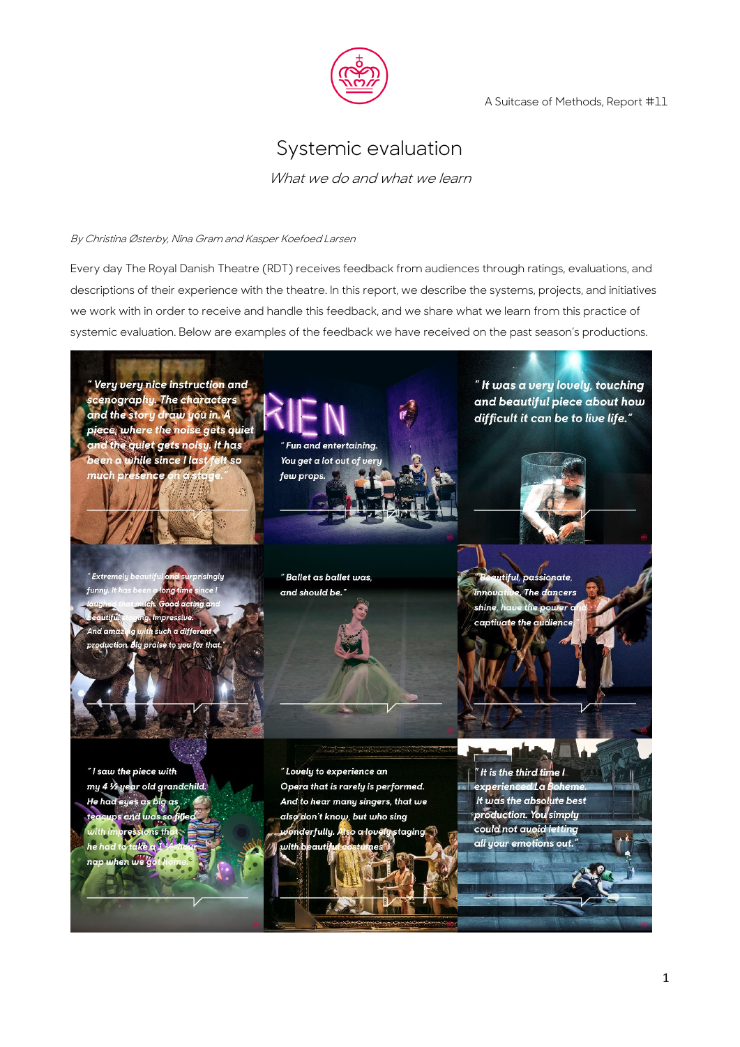A Suitcase of Methods, Report #11

# Systemic evaluation

*What we do and what we learn*

*By Christina Østerby, Nina Gram and Kasper Koefoed Larsen*

Every day The Royal Danish Theatre (RDT) receives feedback from audiences through ratings, evaluations, and descriptions of their experience with the theatre. In this report, we describe the systems, projects, and initiatives we work with in order to receive and handle this feedback, and we share what we learn from this practice of systemic evaluation. Below are examples of the feedback we have received on the past season's productions.

" Very very nice instruction and scenography. The characters and the story draw you in. A piece, where the noise gets quiet and the quiet gets noisy. It has been a while since I last felt so much presence on a stage."

" Fun and entertaining. You get a lot out of very few props.

" It was a very lovely, touching and beautiful piece about how difficult it can be to live life."

" Extremely beautiful and surprisingly funny. It has been a long time since I laughed that much. Good acting and beautiful singing. Impressive. And amazing with such a different production. Big praise to you for that."

" Ballet as ballet was, and should be."

" Beautiful, passionate, innovative. The dancers shine, have the power and captivate the audience."

" I saw the piece with my 4 ½ year old grandchild. He had eyes as big as teacups and was so filled with impressions that he had to take a long nap when we got home."

" Lovely to experience an Opera that is rarely is performed. And to hear many singers, that we also don't know, but who sing wonderfully. Also a lovely staging with beautiful costumes"

" It is the third time I experienced La Boheme. It was the absolute best production. You simply could not avoid letting all your emotions out."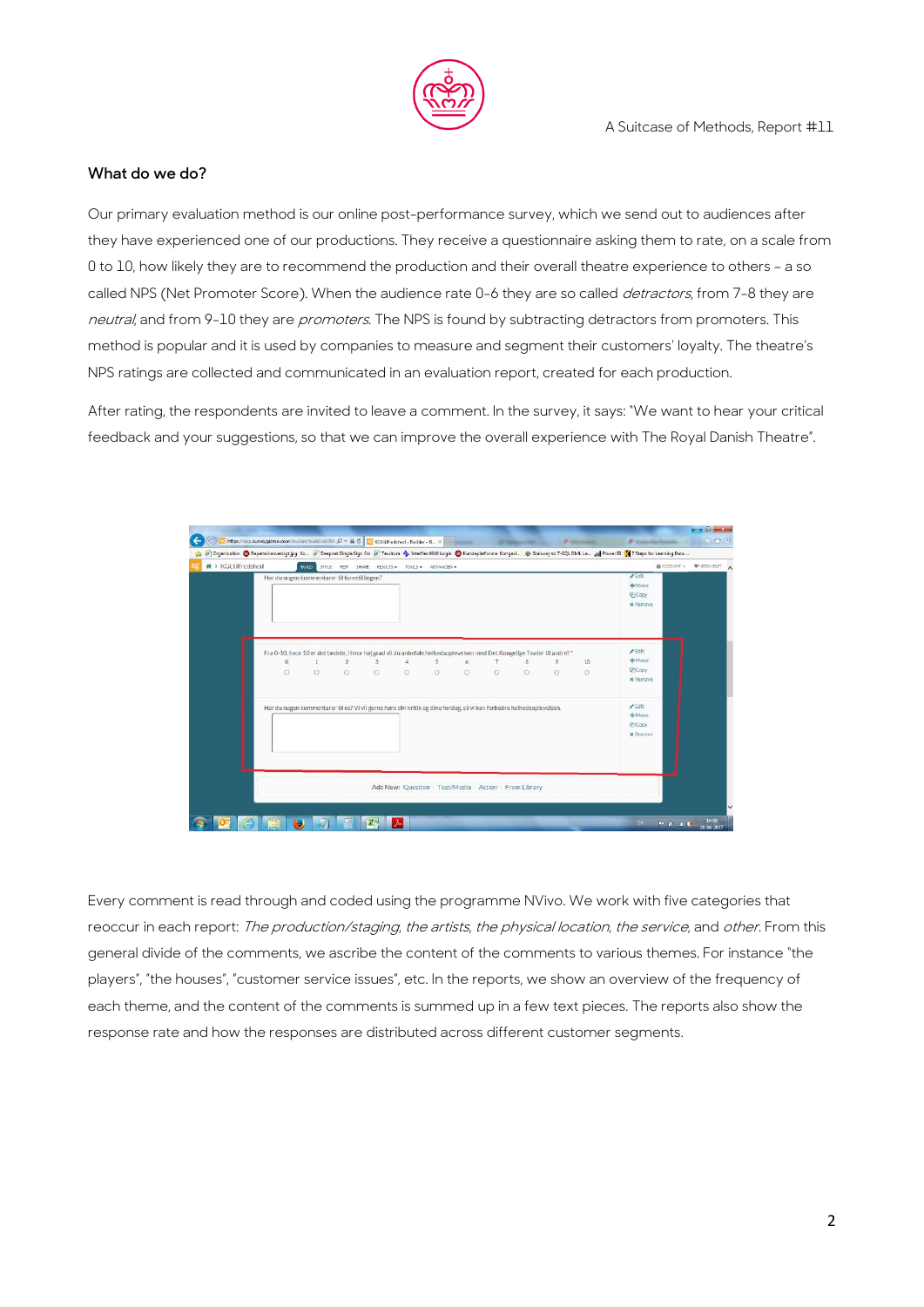## What do we do?

Our primary evaluation method is our online post-performance survey, which we send out to audiences after they have experienced one of our productions. They receive a questionnaire asking them to rate, on a scale from 0 to 10, how likely they are to recommend the production and their overall theatre experience to others – a so called NPS (Net Promoter Score). When the audience rate 0-6 they are so called *detractors*, from 7-8 they are *neutral*, and from 9-10 they are *promoters*. The NPS is found by subtracting detractors from promoters. This method is popular and it is used by companies to measure and segment their customers' loyalty. The theatre's NPS ratings are collected and communicated in an evaluation report, created for each production.

After rating, the respondents are invited to leave a comment. In the survey, it says: "We want to hear your critical feedback and your suggestions, so that we can improve the overall experience with The Royal Danish Theatre".

Every comment is read through and coded using the programme NVivo. We work with five categories that reoccur in each report: *The production/staging*, *the artists*, *the physical location*, *the service*, and *other*. From this general divide of the comments, we ascribe the content of the comments to various themes. For instance "the players", "the houses", "customer service issues", etc. In the reports, we show an overview of the frequency of each theme, and the content of the comments is summed up in a few text pieces. The reports also show the response rate and how the responses are distributed across different customer segments.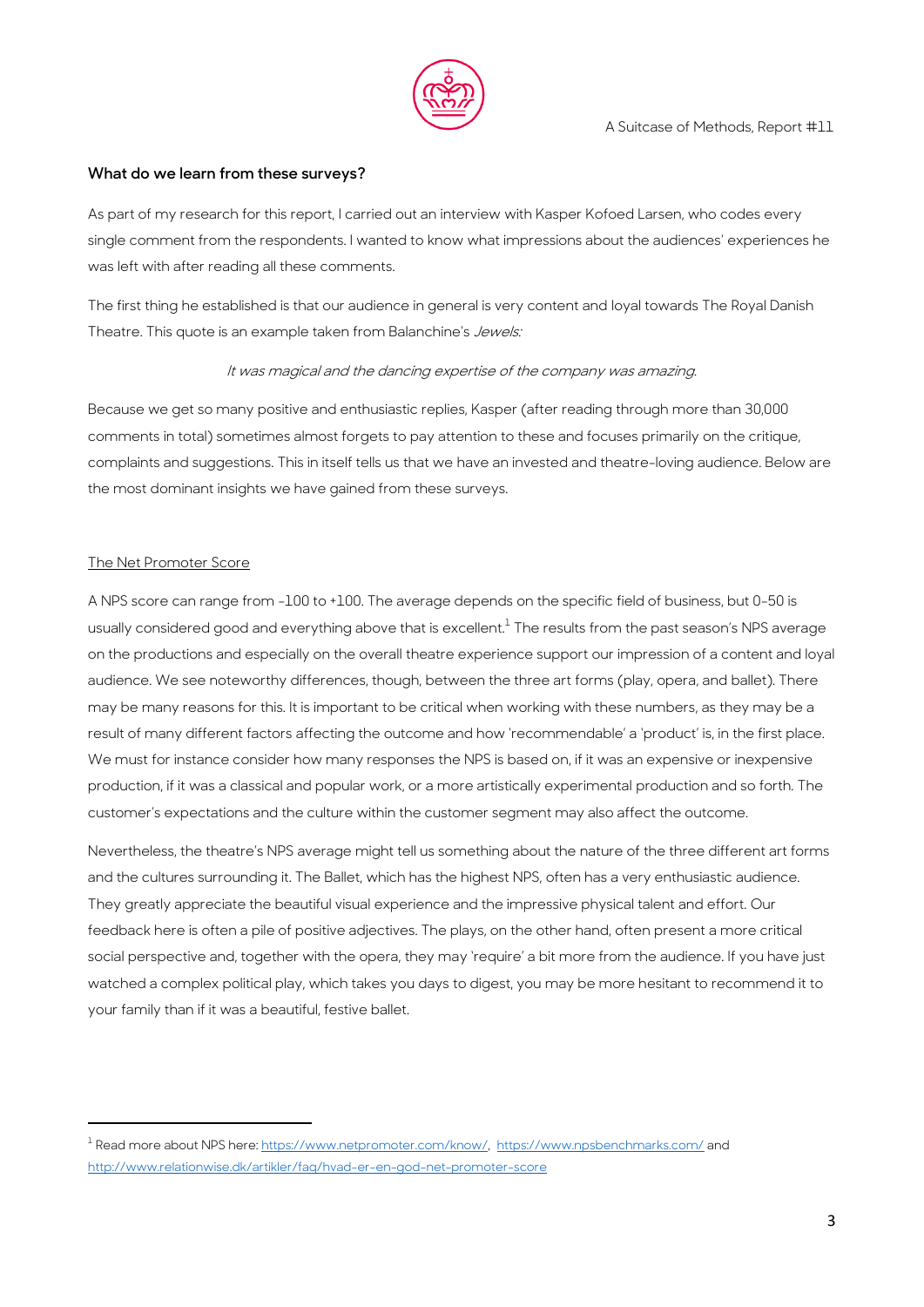### What do we learn from these surveys?

As part of my research for this report, I carried out an interview with Kasper Kofoed Larsen, who codes every single comment from the respondents. I wanted to know what impressions about the audiences' experiences he was left with after reading all these comments.

The first thing he established is that our audience in general is very content and loyal towards The Royal Danish Theatre. This quote is an example taken from Balanchine's *Jewels:*

*It was magical and the dancing expertise of the company was amazing.*

Because we get so many positive and enthusiastic replies, Kasper (after reading through more than 30,000 comments in total) sometimes almost forgets to pay attention to these and focuses primarily on the critique, complaints and suggestions. This in itself tells us that we have an invested and theatre-loving audience. Below are the most dominant insights we have gained from these surveys.

<u>The Net Promoter Score</u>

A NPS score can range from -100 to +100. The average depends on the specific field of business, but 0-50 is usually considered good and everything above that is excellent.[1] The results from the past season's NPS average on the productions and especially on the overall theatre experience support our impression of a content and loyal audience. We see noteworthy differences, though, between the three art forms (play, opera, and ballet). There may be many reasons for this. It is important to be critical when working with these numbers, as they may be a result of many different factors affecting the outcome and how 'recommendable' a 'product' is, in the first place. We must for instance consider how many responses the NPS is based on, if it was an expensive or inexpensive production, if it was a classical and popular work, or a more artistically experimental production and so forth. The customer's expectations and the culture within the customer segment may also affect the outcome.

Nevertheless, the theatre's NPS average might tell us something about the nature of the three different art forms and the cultures surrounding it. The Ballet, which has the highest NPS, often has a very enthusiastic audience. They greatly appreciate the beautiful visual experience and the impressive physical talent and effort. Our feedback here is often a pile of positive adjectives. The plays, on the other hand, often present a more critical social perspective and, together with the opera, they may 'require' a bit more from the audience. If you have just watched a complex political play, which takes you days to digest, you may be more hesitant to recommend it to your family than if it was a beautiful, festive ballet.

---

[1] Read more about NPS here: https://www.netpromoter.com/know/, https://www.npsbenchmarks.com/ and http://www.relationwise.dk/artikler/faq/hvad-er-en-god-net-promoter-score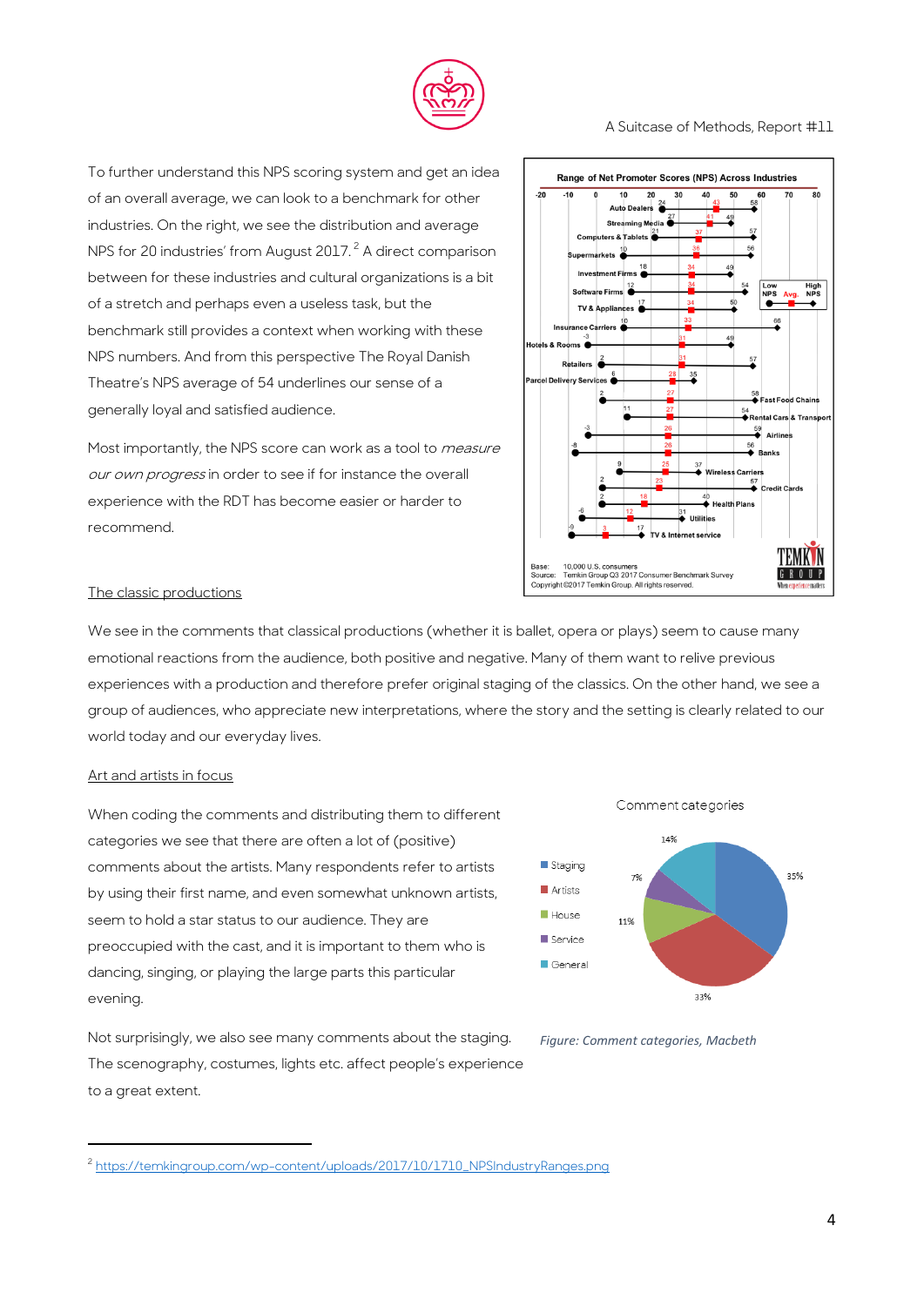To further understand this NPS scoring system and get an idea of an overall average, we can look to a benchmark for other industries. On the right, we see the distribution and average NPS for 20 industries' from August 2017.[2] A direct comparison between for these industries and cultural organizations is a bit of a stretch and perhaps even a useless task, but the benchmark still provides a context when working with these NPS numbers. And from this perspective The Royal Danish Theatre's NPS average of 54 underlines our sense of a generally loyal and satisfied audience.

Most importantly, the NPS score can work as a tool to *measure our own progress* in order to see if for instance the overall experience with the RDT has become easier or harder to recommend.

Range of Net Promoter Scores (NPS) Across Industries

| Industry | Low NPS | Avg. | High NPS |
|---|---|---|---|
| Auto Dealers | 24 | 43 | 58 |
| Streaming Media | 27 | 41 | 49 |
| Computers & Tablets | 21 | 37 | 57 |
| Supermarkets | 10 | 36 | 56 |
| Investment Firms | 18 | 34 | 49 |
| Software Firms | 12 | 34 | 54 |
| TV & Appliances | 17 | 34 | 50 |
| Insurance Carriers | 10 | 33 | 66 |
| Hotels & Rooms | -3 | 31 | 49 |
| Retailers | 2 | 31 | 57 |
| Parcel Delivery Services | 6 | 28 | 35 |
| Fast Food Chains | 2 | 27 | 58 |
| Rental Cars & Transport | 11 | 27 | 54 |
| Airlines | -3 | 26 | 59 |
| Banks | -8 | 26 | 56 |
| Wireless Carriers | 9 | 25 | 37 |
| Credit Cards | 2 | 23 | 57 |
| Health Plans | 2 | 18 | 40 |
| Utilities | -6 | 12 | 31 |
| TV & Internet service | -9 | 3 | 17 |

Base: 10,000 U.S. consumers
Source: Temkin Group Q3 2017 Consumer Benchmark Survey
Copyright ©2017 Temkin Group. All rights reserved.

## The classic productions

We see in the comments that classical productions (whether it is ballet, opera or plays) seem to cause many emotional reactions from the audience, both positive and negative. Many of them want to relive previous experiences with a production and therefore prefer original staging of the classics. On the other hand, we see a group of audiences, who appreciate new interpretations, where the story and the setting is clearly related to our world today and our everyday lives.

## Art and artists in focus

When coding the comments and distributing them to different categories we see that there are often a lot of (positive) comments about the artists. Many respondents refer to artists by using their first name, and even somewhat unknown artists, seem to hold a star status to our audience. They are preoccupied with the cast, and it is important to them who is dancing, singing, or playing the large parts this particular evening.

Comment categories

| Category | Share |
|---|---|
| Staging | 35% |
| Artists | 33% |
| House | 11% |
| Service | 7% |
| General | 14% |

*Figure: Comment categories, Macbeth*

Not surprisingly, we also see many comments about the staging. The scenography, costumes, lights etc. affect people's experience to a great extent.

---

[2] https://temkingroup.com/wp-content/uploads/2017/10/1710_NPSIndustryRanges.png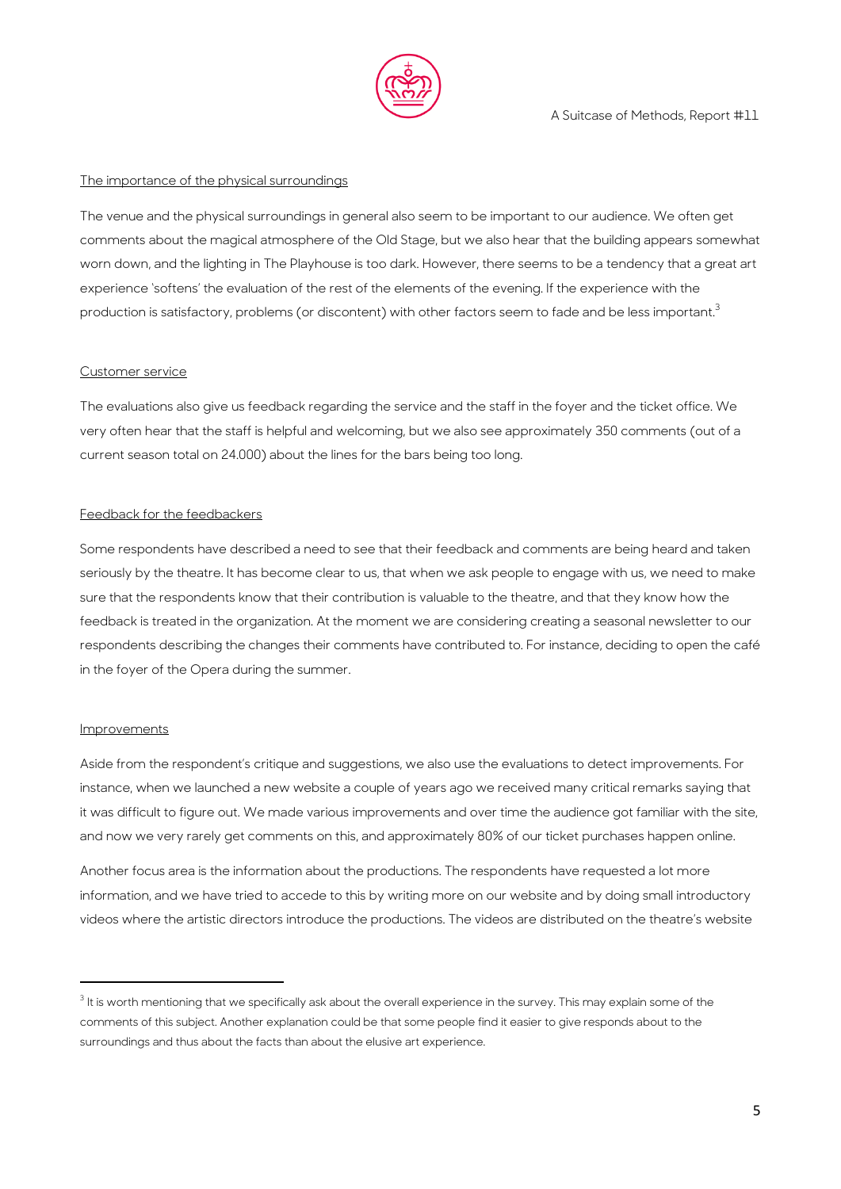The importance of the physical surroundings

The venue and the physical surroundings in general also seem to be important to our audience. We often get comments about the magical atmosphere of the Old Stage, but we also hear that the building appears somewhat worn down, and the lighting in The Playhouse is too dark. However, there seems to be a tendency that a great art experience 'softens' the evaluation of the rest of the elements of the evening. If the experience with the production is satisfactory, problems (or discontent) with other factors seem to fade and be less important.[3]

Customer service

The evaluations also give us feedback regarding the service and the staff in the foyer and the ticket office. We very often hear that the staff is helpful and welcoming, but we also see approximately 350 comments (out of a current season total on 24.000) about the lines for the bars being too long.

Feedback for the feedbackers

Some respondents have described a need to see that their feedback and comments are being heard and taken seriously by the theatre. It has become clear to us, that when we ask people to engage with us, we need to make sure that the respondents know that their contribution is valuable to the theatre, and that they know how the feedback is treated in the organization. At the moment we are considering creating a seasonal newsletter to our respondents describing the changes their comments have contributed to. For instance, deciding to open the café in the foyer of the Opera during the summer.

Improvements

Aside from the respondent's critique and suggestions, we also use the evaluations to detect improvements. For instance, when we launched a new website a couple of years ago we received many critical remarks saying that it was difficult to figure out. We made various improvements and over time the audience got familiar with the site, and now we very rarely get comments on this, and approximately 80% of our ticket purchases happen online.

Another focus area is the information about the productions. The respondents have requested a lot more information, and we have tried to accede to this by writing more on our website and by doing small introductory videos where the artistic directors introduce the productions. The videos are distributed on the theatre's website

---

[3] It is worth mentioning that we specifically ask about the overall experience in the survey. This may explain some of the comments of this subject. Another explanation could be that some people find it easier to give responds about to the surroundings and thus about the facts than about the elusive art experience.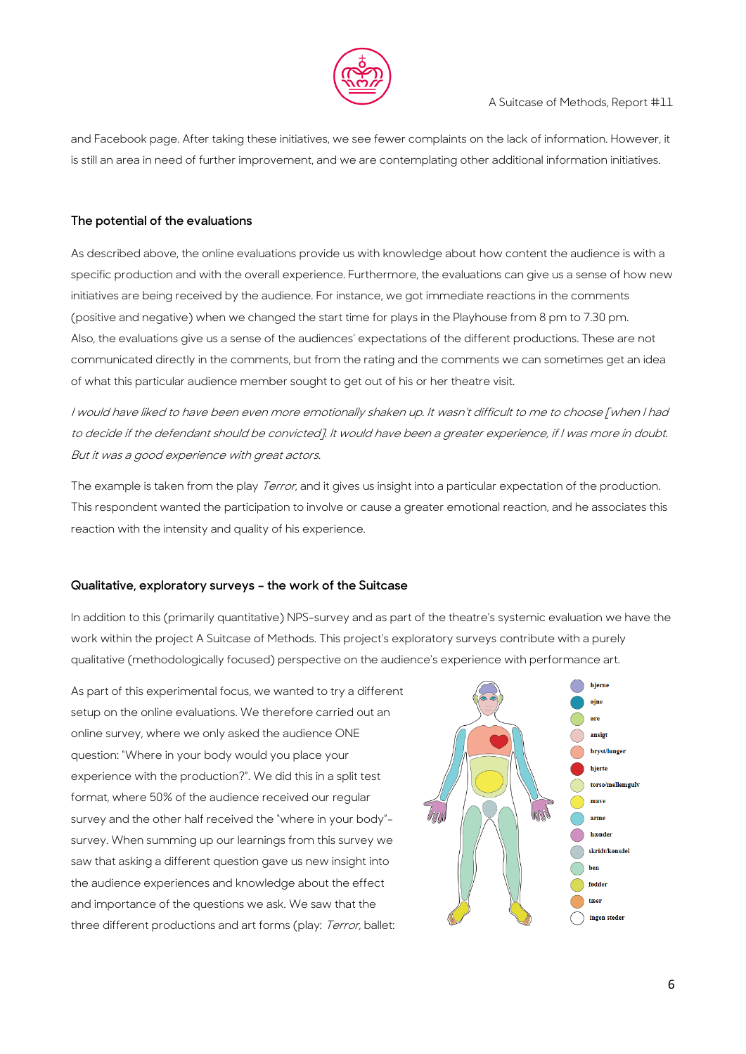and Facebook page. After taking these initiatives, we see fewer complaints on the lack of information. However, it is still an area in need of further improvement, and we are contemplating other additional information initiatives.

### The potential of the evaluations

As described above, the online evaluations provide us with knowledge about how content the audience is with a specific production and with the overall experience. Furthermore, the evaluations can give us a sense of how new initiatives are being received by the audience. For instance, we got immediate reactions in the comments (positive and negative) when we changed the start time for plays in the Playhouse from 8 pm to 7.30 pm. Also, the evaluations give us a sense of the audiences' expectations of the different productions. These are not communicated directly in the comments, but from the rating and the comments we can sometimes get an idea of what this particular audience member sought to get out of his or her theatre visit.

*I would have liked to have been even more emotionally shaken up. It wasn't difficult to me to choose [when I had to decide if the defendant should be convicted]. It would have been a greater experience, if I was more in doubt. But it was a good experience with great actors.*

The example is taken from the play *Terror*, and it gives us insight into a particular expectation of the production. This respondent wanted the participation to involve or cause a greater emotional reaction, and he associates this reaction with the intensity and quality of his experience.

### Qualitative, exploratory surveys – the work of the Suitcase

In addition to this (primarily quantitative) NPS-survey and as part of the theatre's systemic evaluation we have the work within the project A Suitcase of Methods. This project's exploratory surveys contribute with a purely qualitative (methodologically focused) perspective on the audience's experience with performance art.

As part of this experimental focus, we wanted to try a different setup on the online evaluations. We therefore carried out an online survey, where we only asked the audience ONE question: "Where in your body would you place your experience with the production?". We did this in a split test format, where 50% of the audience received our regular survey and the other half received the "where in your body"-survey. When summing up our learnings from this survey we saw that asking a different question gave us new insight into the audience experiences and knowledge about the effect and importance of the questions we ask. We saw that the three different productions and art forms (play: *Terror*, ballet:

hjerne
øjne
øre
ansigt
bryst/lunger
hjerte
torso/mellemgulv
mave
arme
hænder
skridt/kønsdel
ben
fødder
tæer
ingen steder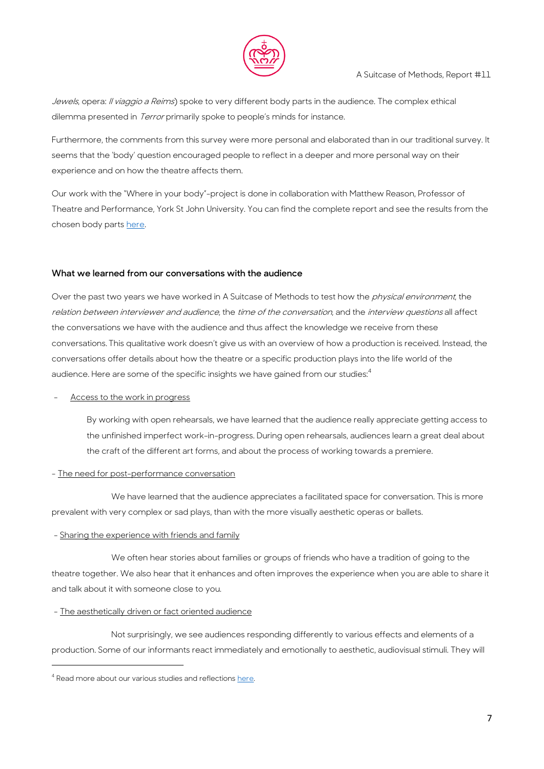*Jewels*, opera: *Il viaggio a Reims*) spoke to very different body parts in the audience. The complex ethical dilemma presented in *Terror* primarily spoke to people's minds for instance.

Furthermore, the comments from this survey were more personal and elaborated than in our traditional survey. It seems that the 'body' question encouraged people to reflect in a deeper and more personal way on their experience and on how the theatre affects them.

Our work with the "Where in your body"-project is done in collaboration with Matthew Reason, Professor of Theatre and Performance, York St John University. You can find the complete report and see the results from the chosen body parts here.

### What we learned from our conversations with the audience

Over the past two years we have worked in A Suitcase of Methods to test how the *physical environment*, the *relation between interviewer and audience*, the *time of the conversation*, and the *interview questions* all affect the conversations we have with the audience and thus affect the knowledge we receive from these conversations. This qualitative work doesn't give us with an overview of how a production is received. Instead, the conversations offer details about how the theatre or a specific production plays into the life world of the audience. Here are some of the specific insights we have gained from our studies:[4]

- Access to the work in progress

  By working with open rehearsals, we have learned that the audience really appreciate getting access to the unfinished imperfect work-in-progress. During open rehearsals, audiences learn a great deal about the craft of the different art forms, and about the process of working towards a premiere.

- The need for post-performance conversation

  We have learned that the audience appreciates a facilitated space for conversation. This is more prevalent with very complex or sad plays, than with the more visually aesthetic operas or ballets.

- Sharing the experience with friends and family

  We often hear stories about families or groups of friends who have a tradition of going to the theatre together. We also hear that it enhances and often improves the experience when you are able to share it and talk about it with someone close to you.

- The aesthetically driven or fact oriented audience

  Not surprisingly, we see audiences responding differently to various effects and elements of a production. Some of our informants react immediately and emotionally to aesthetic, audiovisual stimuli. They will

---

[4] Read more about our various studies and reflections here.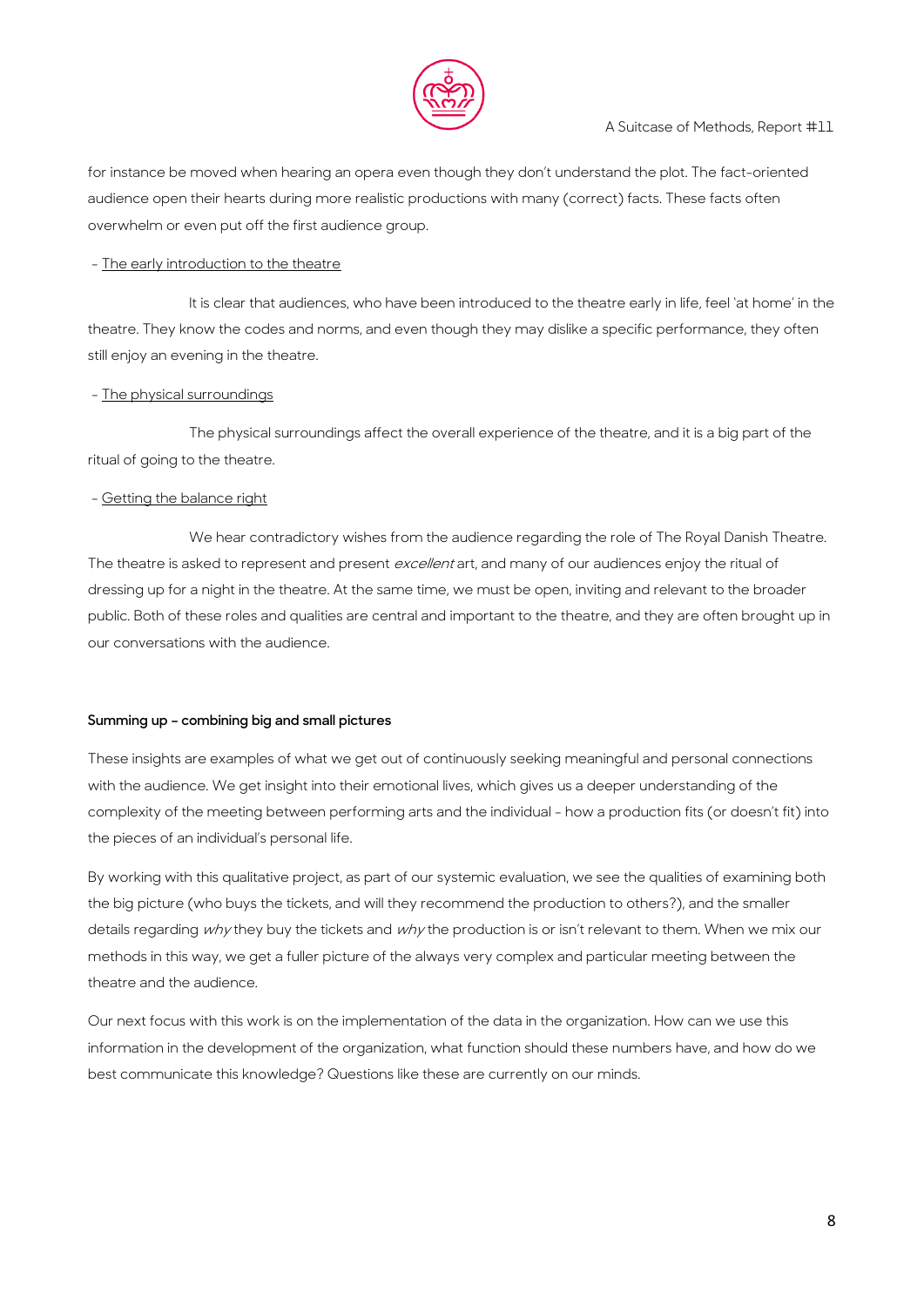for instance be moved when hearing an opera even though they don't understand the plot. The fact-oriented audience open their hearts during more realistic productions with many (correct) facts. These facts often overwhelm or even put off the first audience group.

- The early introduction to the theatre

It is clear that audiences, who have been introduced to the theatre early in life, feel 'at home' in the theatre. They know the codes and norms, and even though they may dislike a specific performance, they often still enjoy an evening in the theatre.

- The physical surroundings

The physical surroundings affect the overall experience of the theatre, and it is a big part of the ritual of going to the theatre.

- Getting the balance right

We hear contradictory wishes from the audience regarding the role of The Royal Danish Theatre. The theatre is asked to represent and present *excellent* art, and many of our audiences enjoy the ritual of dressing up for a night in the theatre. At the same time, we must be open, inviting and relevant to the broader public. Both of these roles and qualities are central and important to the theatre, and they are often brought up in our conversations with the audience.

**Summing up – combining big and small pictures**

These insights are examples of what we get out of continuously seeking meaningful and personal connections with the audience. We get insight into their emotional lives, which gives us a deeper understanding of the complexity of the meeting between performing arts and the individual – how a production fits (or doesn't fit) into the pieces of an individual's personal life.

By working with this qualitative project, as part of our systemic evaluation, we see the qualities of examining both the big picture (who buys the tickets, and will they recommend the production to others?), and the smaller details regarding *why* they buy the tickets and *why* the production is or isn't relevant to them. When we mix our methods in this way, we get a fuller picture of the always very complex and particular meeting between the theatre and the audience.

Our next focus with this work is on the implementation of the data in the organization. How can we use this information in the development of the organization, what function should these numbers have, and how do we best communicate this knowledge? Questions like these are currently on our minds.